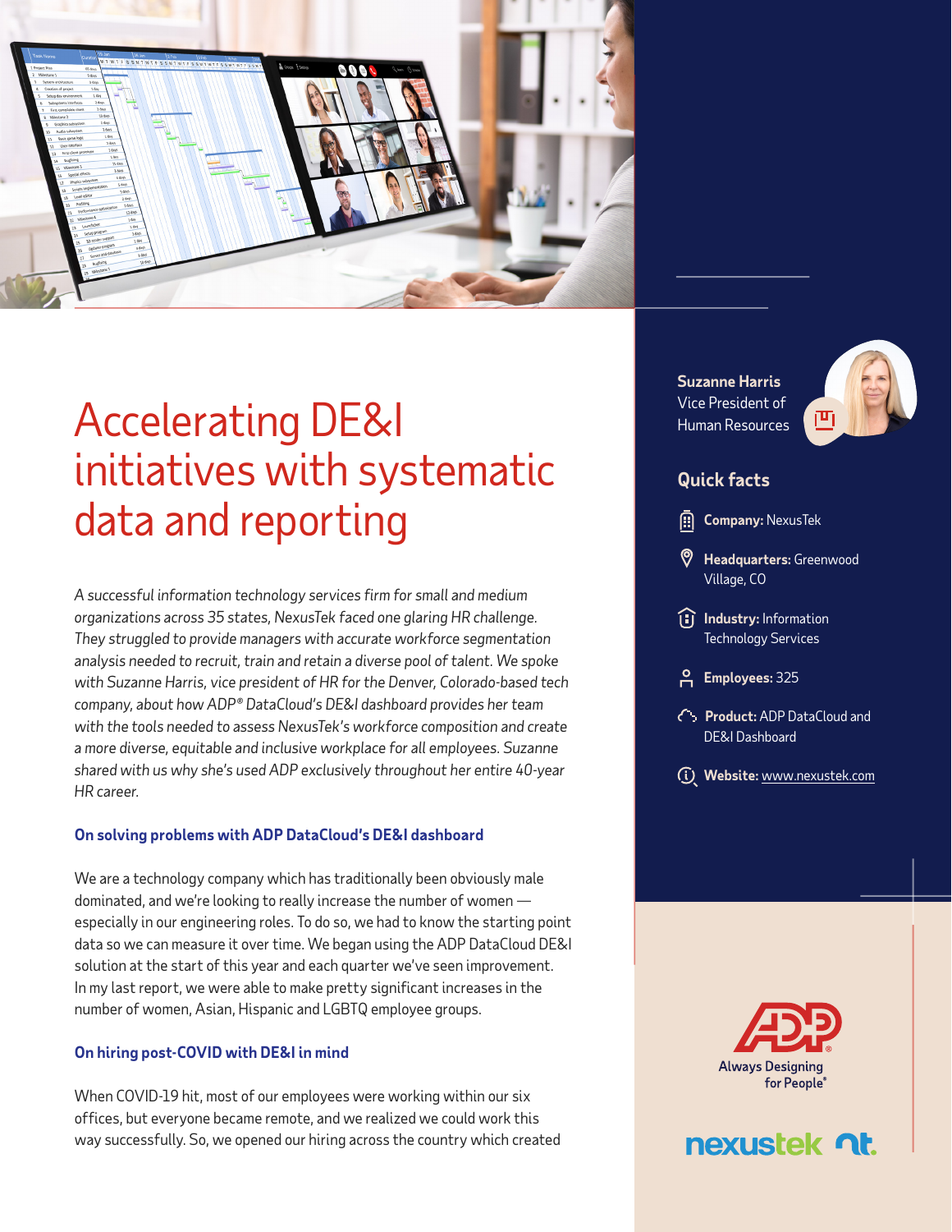# Accelerating DE&I initiatives with systematic data and reporting

*A successful information technology services firm for small and medium organizations across 35 states, NexusTek faced one glaring HR challenge. They struggled to provide managers with accurate workforce segmentation analysis needed to recruit, train and retain a diverse pool of talent. We spoke with Suzanne Harris, vice president of HR for the Denver, Colorado-based tech company, about how ADP® DataCloud's DE&I dashboard provides her team with the tools needed to assess NexusTek's workforce composition and create a more diverse, equitable and inclusive workplace for all employees. Suzanne shared with us why she's used ADP exclusively throughout her entire 40-year HR career.*

### On solving problems with ADP DataCloud's DE&I dashboard

We are a technology company which has traditionally been obviously male dominated, and we're looking to really increase the number of women — especially in our engineering roles. To do so, we had to know the starting point data so we can measure it over time. We began using the ADP DataCloud DE&I solution at the start of this year and each quarter we've seen improvement. In my last report, we were able to make pretty significant increases in the number of women, Asian, Hispanic and LGBTQ employee groups.

### On hiring post-COVID with DE&I in mind

When COVID-19 hit, most of our employees were working within our six offices, but everyone became remote, and we realized we could work this way successfully. So, we opened our hiring across the country which created

**Suzanne Harris**
Vice President of Human Resources

## Quick facts

- **Company:** NexusTek
- **Headquarters:** Greenwood Village, CO
- **Industry:** Information Technology Services
- **Employees:** 325
- **Product:** ADP DataCloud and DE&I Dashboard
- **Website:** www.nexustek.com

ADP® Always Designing for People®

nexustek nt.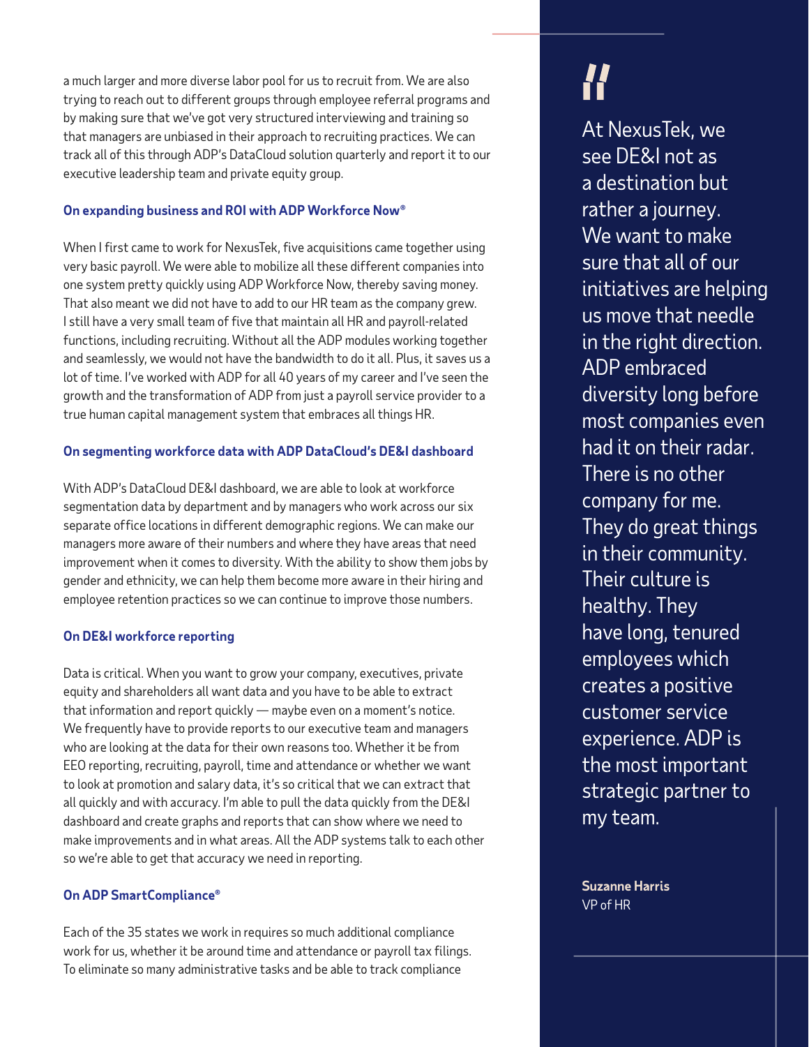a much larger and more diverse labor pool for us to recruit from. We are also trying to reach out to different groups through employee referral programs and by making sure that we've got very structured interviewing and training so that managers are unbiased in their approach to recruiting practices. We can track all of this through ADP's DataCloud solution quarterly and report it to our executive leadership team and private equity group.

### On expanding business and ROI with ADP Workforce Now®

When I first came to work for NexusTek, five acquisitions came together using very basic payroll. We were able to mobilize all these different companies into one system pretty quickly using ADP Workforce Now, thereby saving money. That also meant we did not have to add to our HR team as the company grew. I still have a very small team of five that maintain all HR and payroll-related functions, including recruiting. Without all the ADP modules working together and seamlessly, we would not have the bandwidth to do it all. Plus, it saves us a lot of time. I've worked with ADP for all 40 years of my career and I've seen the growth and the transformation of ADP from just a payroll service provider to a true human capital management system that embraces all things HR.

### On segmenting workforce data with ADP DataCloud's DE&I dashboard

With ADP's DataCloud DE&I dashboard, we are able to look at workforce segmentation data by department and by managers who work across our six separate office locations in different demographic regions. We can make our managers more aware of their numbers and where they have areas that need improvement when it comes to diversity. With the ability to show them jobs by gender and ethnicity, we can help them become more aware in their hiring and employee retention practices so we can continue to improve those numbers.

### On DE&I workforce reporting

Data is critical. When you want to grow your company, executives, private equity and shareholders all want data and you have to be able to extract that information and report quickly — maybe even on a moment's notice. We frequently have to provide reports to our executive team and managers who are looking at the data for their own reasons too. Whether it be from EEO reporting, recruiting, payroll, time and attendance or whether we want to look at promotion and salary data, it's so critical that we can extract that all quickly and with accuracy. I'm able to pull the data quickly from the DE&I dashboard and create graphs and reports that can show where we need to make improvements and in what areas. All the ADP systems talk to each other so we're able to get that accuracy we need in reporting.

### On ADP SmartCompliance®

Each of the 35 states we work in requires so much additional compliance work for us, whether it be around time and attendance or payroll tax filings. To eliminate so many administrative tasks and be able to track compliance

> "At NexusTek, we see DE&I not as a destination but rather a journey. We want to make sure that all of our initiatives are helping us move that needle in the right direction. ADP embraced diversity long before most companies even had it on their radar. There is no other company for me. They do great things in their community. Their culture is healthy. They have long, tenured employees which creates a positive customer service experience. ADP is the most important strategic partner to my team.
>
> **Suzanne Harris**
> VP of HR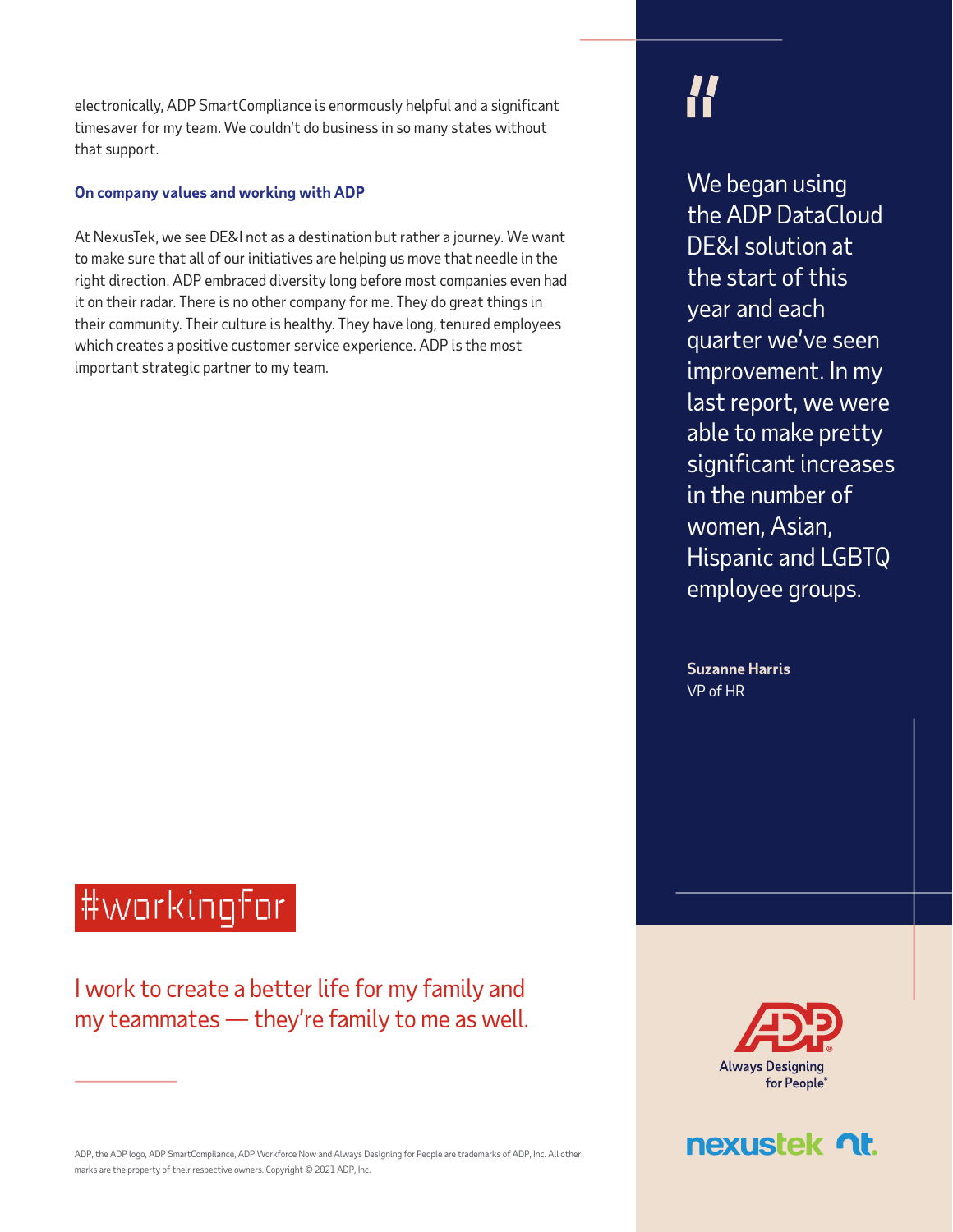electronically, ADP SmartCompliance is enormously helpful and a significant timesaver for my team. We couldn't do business in so many states without that support.

### On company values and working with ADP

At NexusTek, we see DE&I not as a destination but rather a journey. We want to make sure that all of our initiatives are helping us move that needle in the right direction. ADP embraced diversity long before most companies even had it on their radar. There is no other company for me. They do great things in their community. Their culture is healthy. They have long, tenured employees which creates a positive customer service experience. ADP is the most important strategic partner to my team.

> We began using the ADP DataCloud DE&I solution at the start of this year and each quarter we've seen improvement. In my last report, we were able to make pretty significant increases in the number of women, Asian, Hispanic and LGBTQ employee groups.
>
> **Suzanne Harris**
> VP of HR

#workingfor

I work to create a better life for my family and my teammates — they're family to me as well.

ADP
Always Designing for People®

nexustek nt.

ADP, the ADP logo, ADP SmartCompliance, ADP Workforce Now and Always Designing for People are trademarks of ADP, Inc. All other marks are the property of their respective owners. Copyright © 2021 ADP, Inc.